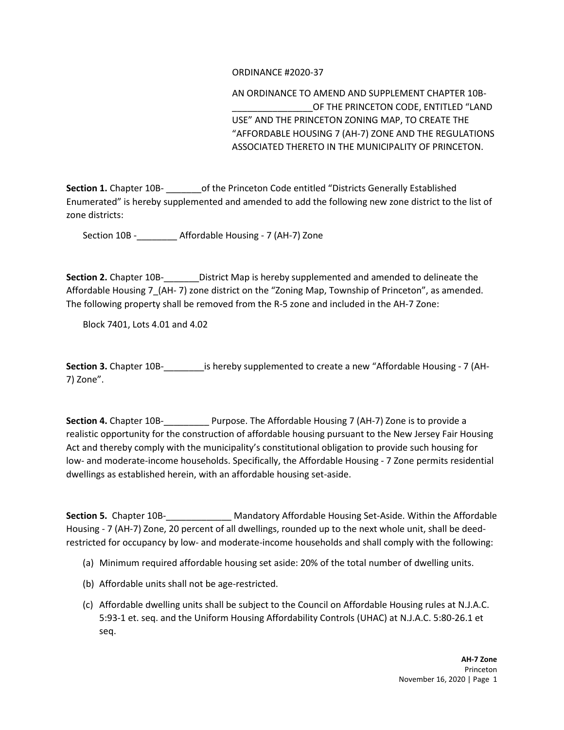ORDINANCE #2020-37

AN ORDINANCE TO AMEND AND SUPPLEMENT CHAPTER 10B-________________OF THE PRINCETON CODE, ENTITLED “LAND USE” AND THE PRINCETON ZONING MAP, TO CREATE THE “AFFORDABLE HOUSING 7 (AH-7) ZONE AND THE REGULATIONS ASSOCIATED THERETO IN THE MUNICIPALITY OF PRINCETON.

**Section 1.** Chapter 10B- _______of the Princeton Code entitled “Districts Generally Established Enumerated” is hereby supplemented and amended to add the following new zone district to the list of zone districts:

Section 10B -________ Affordable Housing - 7 (AH-7) Zone

**Section 2.** Chapter 10B-_______District Map is hereby supplemented and amended to delineate the Affordable Housing 7_(AH- 7) zone district on the “Zoning Map, Township of Princeton”, as amended. The following property shall be removed from the R-5 zone and included in the AH-7 Zone:

Block 7401, Lots 4.01 and 4.02

**Section 3.** Chapter 10B-________is hereby supplemented to create a new “Affordable Housing - 7 (AH-7) Zone”.

**Section 4.** Chapter 10B-_________ Purpose. The Affordable Housing 7 (AH-7) Zone is to provide a realistic opportunity for the construction of affordable housing pursuant to the New Jersey Fair Housing Act and thereby comply with the municipality’s constitutional obligation to provide such housing for low- and moderate-income households. Specifically, the Affordable Housing - 7 Zone permits residential dwellings as established herein, with an affordable housing set-aside.

**Section 5.** Chapter 10B-_____________ Mandatory Affordable Housing Set-Aside. Within the Affordable Housing - 7 (AH-7) Zone, 20 percent of all dwellings, rounded up to the next whole unit, shall be deed-restricted for occupancy by low- and moderate-income households and shall comply with the following:

(a) Minimum required affordable housing set aside: 20% of the total number of dwelling units.

(b) Affordable units shall not be age-restricted.

(c) Affordable dwelling units shall be subject to the Council on Affordable Housing rules at N.J.A.C. 5:93-1 et. seq. and the Uniform Housing Affordability Controls (UHAC) at N.J.A.C. 5:80-26.1 et seq.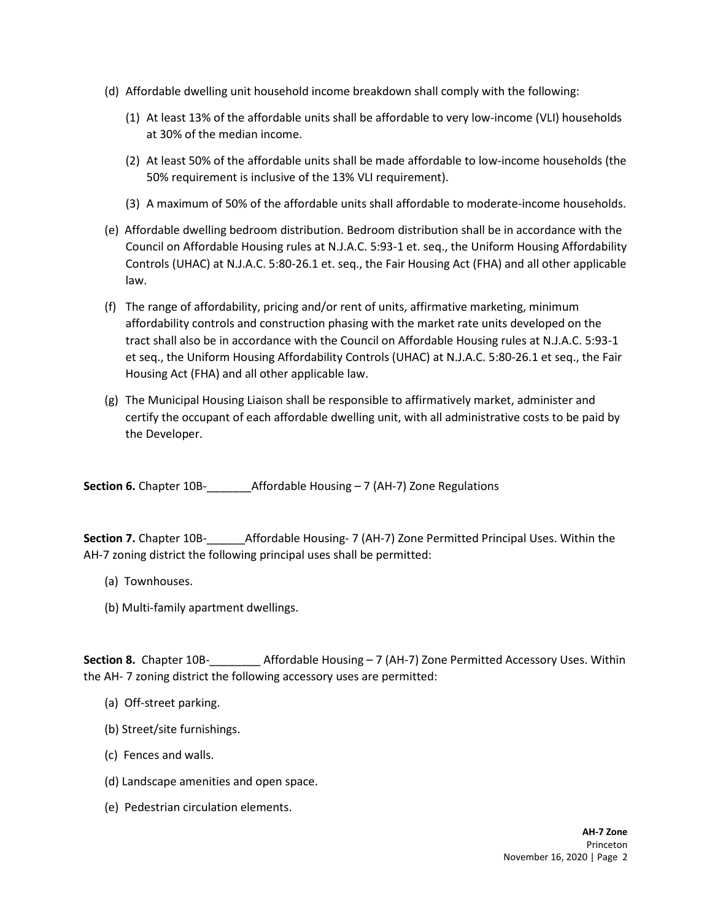(d) Affordable dwelling unit household income breakdown shall comply with the following:

(1) At least 13% of the affordable units shall be affordable to very low-income (VLI) households at 30% of the median income.

(2) At least 50% of the affordable units shall be made affordable to low-income households (the 50% requirement is inclusive of the 13% VLI requirement).

(3) A maximum of 50% of the affordable units shall affordable to moderate-income households.

(e) Affordable dwelling bedroom distribution. Bedroom distribution shall be in accordance with the Council on Affordable Housing rules at N.J.A.C. 5:93-1 et. seq., the Uniform Housing Affordability Controls (UHAC) at N.J.A.C. 5:80-26.1 et. seq., the Fair Housing Act (FHA) and all other applicable law.

(f) The range of affordability, pricing and/or rent of units, affirmative marketing, minimum affordability controls and construction phasing with the market rate units developed on the tract shall also be in accordance with the Council on Affordable Housing rules at N.J.A.C. 5:93-1 et seq., the Uniform Housing Affordability Controls (UHAC) at N.J.A.C. 5:80-26.1 et seq., the Fair Housing Act (FHA) and all other applicable law.

(g) The Municipal Housing Liaison shall be responsible to affirmatively market, administer and certify the occupant of each affordable dwelling unit, with all administrative costs to be paid by the Developer.

**Section 6.** Chapter 10B-_______Affordable Housing – 7 (AH-7) Zone Regulations

**Section 7.** Chapter 10B-______Affordable Housing- 7 (AH-7) Zone Permitted Principal Uses. Within the AH-7 zoning district the following principal uses shall be permitted:

(a) Townhouses.

(b) Multi-family apartment dwellings.

**Section 8.** Chapter 10B-________ Affordable Housing – 7 (AH-7) Zone Permitted Accessory Uses. Within the AH- 7 zoning district the following accessory uses are permitted:

(a) Off-street parking.

(b) Street/site furnishings.

(c) Fences and walls.

(d) Landscape amenities and open space.

(e) Pedestrian circulation elements.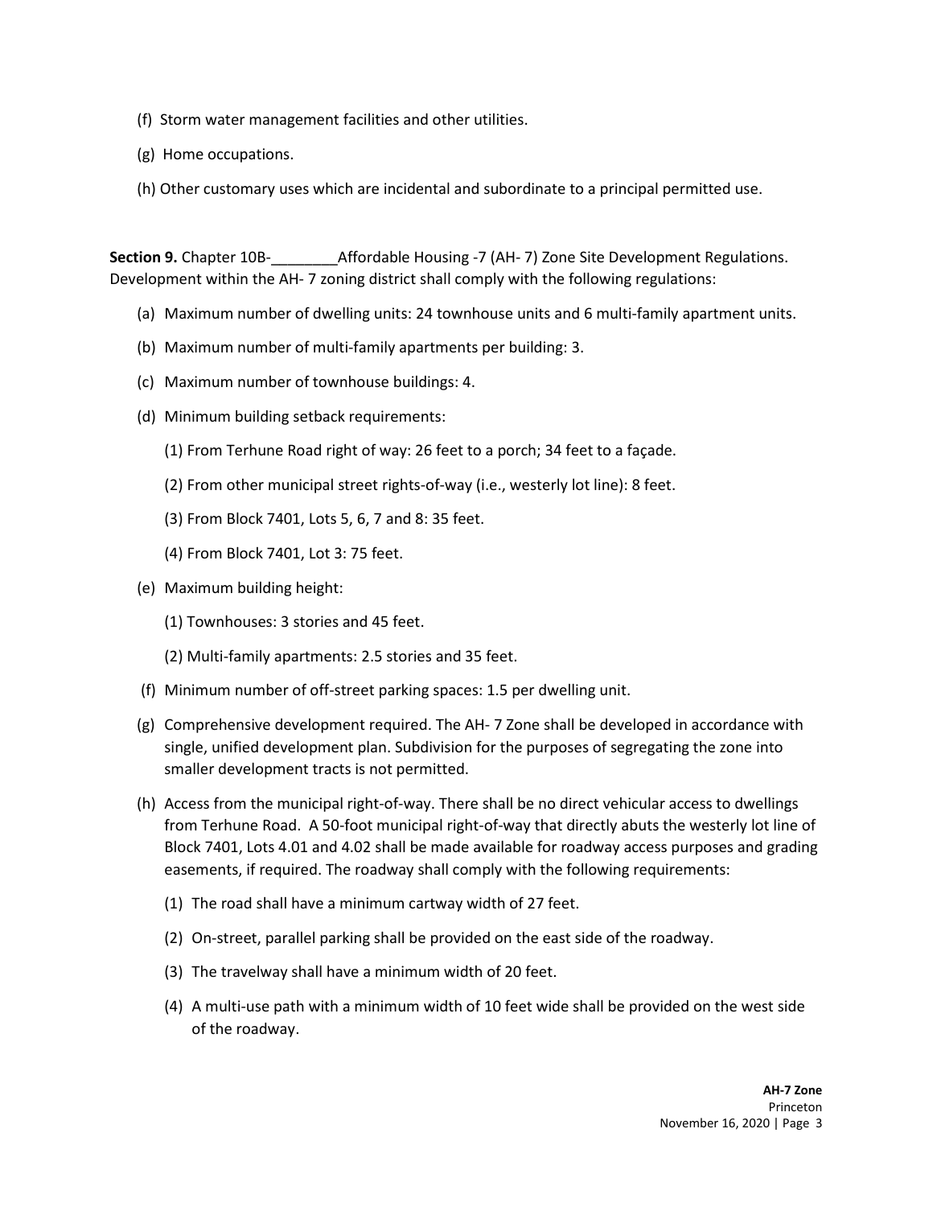(f) Storm water management facilities and other utilities.

(g) Home occupations.

(h) Other customary uses which are incidental and subordinate to a principal permitted use.

**Section 9.** Chapter 10B-________Affordable Housing -7 (AH- 7) Zone Site Development Regulations. Development within the AH- 7 zoning district shall comply with the following regulations:

(a) Maximum number of dwelling units: 24 townhouse units and 6 multi-family apartment units.

(b) Maximum number of multi-family apartments per building: 3.

(c) Maximum number of townhouse buildings: 4.

(d) Minimum building setback requirements:

(1) From Terhune Road right of way: 26 feet to a porch; 34 feet to a façade.

(2) From other municipal street rights-of-way (i.e., westerly lot line): 8 feet.

(3) From Block 7401, Lots 5, 6, 7 and 8: 35 feet.

(4) From Block 7401, Lot 3: 75 feet.

(e) Maximum building height:

(1) Townhouses: 3 stories and 45 feet.

(2) Multi-family apartments: 2.5 stories and 35 feet.

(f) Minimum number of off-street parking spaces: 1.5 per dwelling unit.

(g) Comprehensive development required. The AH- 7 Zone shall be developed in accordance with single, unified development plan. Subdivision for the purposes of segregating the zone into smaller development tracts is not permitted.

(h) Access from the municipal right-of-way. There shall be no direct vehicular access to dwellings from Terhune Road. A 50-foot municipal right-of-way that directly abuts the westerly lot line of Block 7401, Lots 4.01 and 4.02 shall be made available for roadway access purposes and grading easements, if required. The roadway shall comply with the following requirements:

(1) The road shall have a minimum cartway width of 27 feet.

(2) On-street, parallel parking shall be provided on the east side of the roadway.

(3) The travelway shall have a minimum width of 20 feet.

(4) A multi-use path with a minimum width of 10 feet wide shall be provided on the west side of the roadway.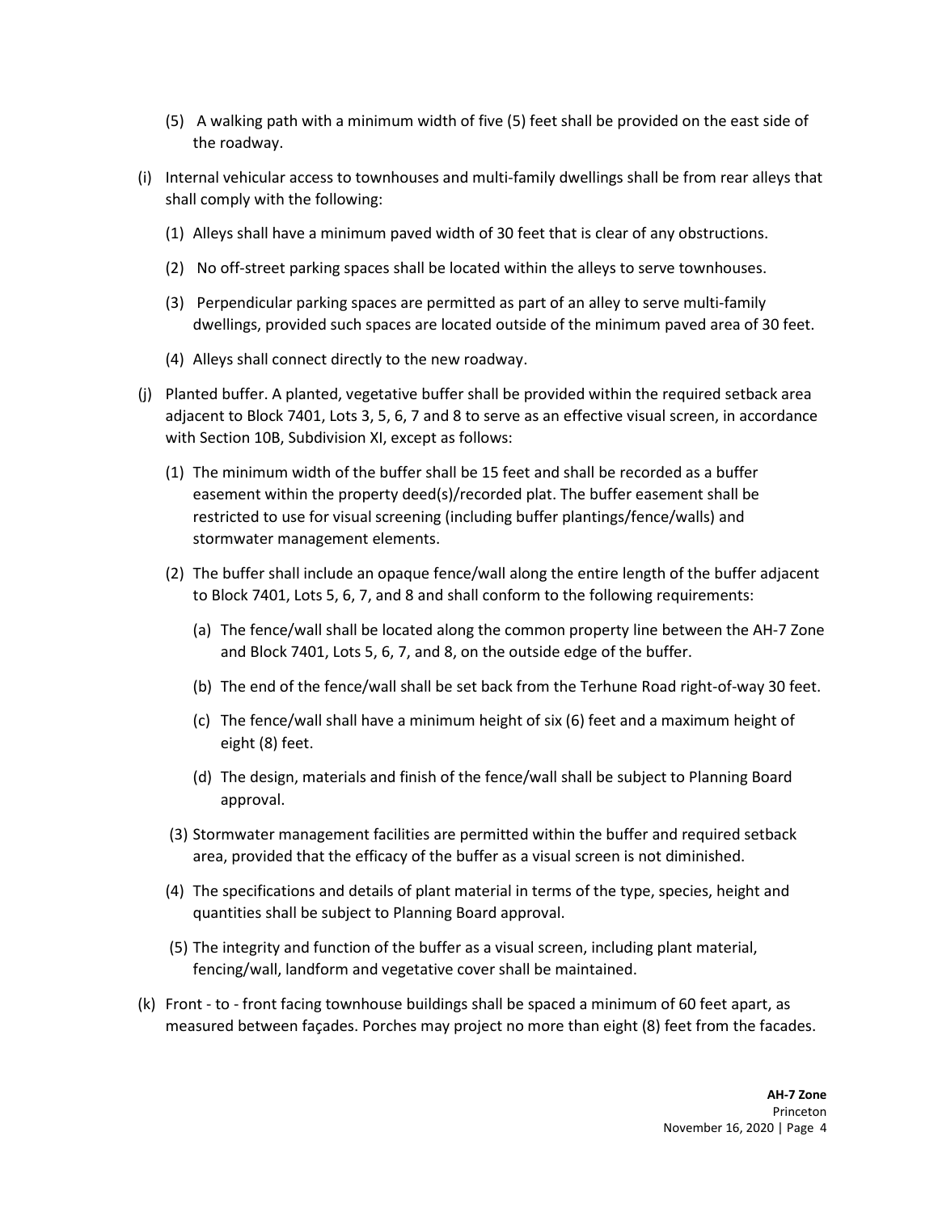(5) A walking path with a minimum width of five (5) feet shall be provided on the east side of the roadway.

(i) Internal vehicular access to townhouses and multi-family dwellings shall be from rear alleys that shall comply with the following:

(1) Alleys shall have a minimum paved width of 30 feet that is clear of any obstructions.

(2) No off-street parking spaces shall be located within the alleys to serve townhouses.

(3) Perpendicular parking spaces are permitted as part of an alley to serve multi-family dwellings, provided such spaces are located outside of the minimum paved area of 30 feet.

(4) Alleys shall connect directly to the new roadway.

(j) Planted buffer. A planted, vegetative buffer shall be provided within the required setback area adjacent to Block 7401, Lots 3, 5, 6, 7 and 8 to serve as an effective visual screen, in accordance with Section 10B, Subdivision XI, except as follows:

(1) The minimum width of the buffer shall be 15 feet and shall be recorded as a buffer easement within the property deed(s)/recorded plat. The buffer easement shall be restricted to use for visual screening (including buffer plantings/fence/walls) and stormwater management elements.

(2) The buffer shall include an opaque fence/wall along the entire length of the buffer adjacent to Block 7401, Lots 5, 6, 7, and 8 and shall conform to the following requirements:

(a) The fence/wall shall be located along the common property line between the AH-7 Zone and Block 7401, Lots 5, 6, 7, and 8, on the outside edge of the buffer.

(b) The end of the fence/wall shall be set back from the Terhune Road right-of-way 30 feet.

(c) The fence/wall shall have a minimum height of six (6) feet and a maximum height of eight (8) feet.

(d) The design, materials and finish of the fence/wall shall be subject to Planning Board approval.

(3) Stormwater management facilities are permitted within the buffer and required setback area, provided that the efficacy of the buffer as a visual screen is not diminished.

(4) The specifications and details of plant material in terms of the type, species, height and quantities shall be subject to Planning Board approval.

(5) The integrity and function of the buffer as a visual screen, including plant material, fencing/wall, landform and vegetative cover shall be maintained.

(k) Front - to - front facing townhouse buildings shall be spaced a minimum of 60 feet apart, as measured between façades. Porches may project no more than eight (8) feet from the facades.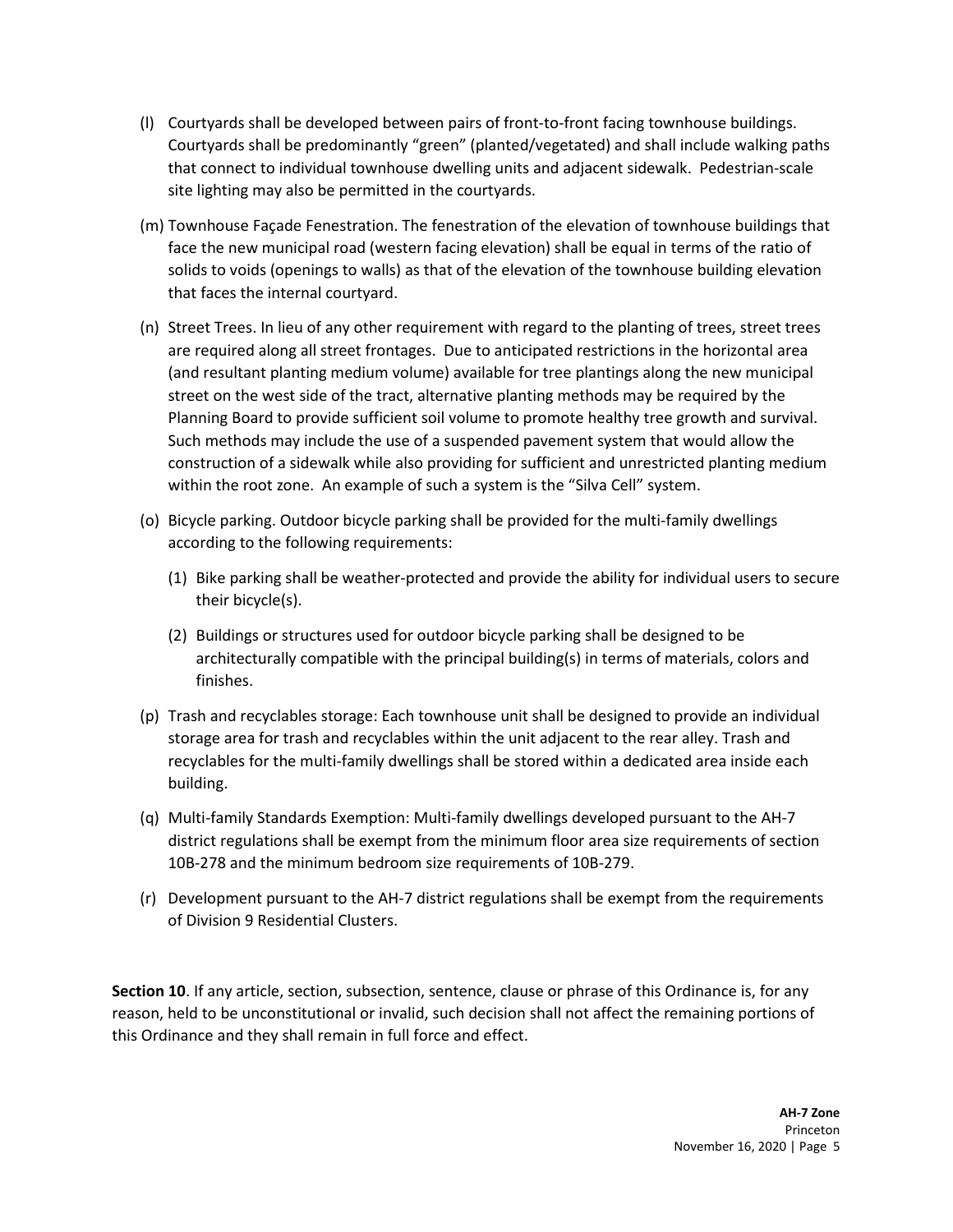(l) Courtyards shall be developed between pairs of front-to-front facing townhouse buildings. Courtyards shall be predominantly "green" (planted/vegetated) and shall include walking paths that connect to individual townhouse dwelling units and adjacent sidewalk. Pedestrian-scale site lighting may also be permitted in the courtyards.

(m) Townhouse Façade Fenestration. The fenestration of the elevation of townhouse buildings that face the new municipal road (western facing elevation) shall be equal in terms of the ratio of solids to voids (openings to walls) as that of the elevation of the townhouse building elevation that faces the internal courtyard.

(n) Street Trees. In lieu of any other requirement with regard to the planting of trees, street trees are required along all street frontages. Due to anticipated restrictions in the horizontal area (and resultant planting medium volume) available for tree plantings along the new municipal street on the west side of the tract, alternative planting methods may be required by the Planning Board to provide sufficient soil volume to promote healthy tree growth and survival. Such methods may include the use of a suspended pavement system that would allow the construction of a sidewalk while also providing for sufficient and unrestricted planting medium within the root zone. An example of such a system is the "Silva Cell" system.

(o) Bicycle parking. Outdoor bicycle parking shall be provided for the multi-family dwellings according to the following requirements:

  (1) Bike parking shall be weather-protected and provide the ability for individual users to secure their bicycle(s).

  (2) Buildings or structures used for outdoor bicycle parking shall be designed to be architecturally compatible with the principal building(s) in terms of materials, colors and finishes.

(p) Trash and recyclables storage: Each townhouse unit shall be designed to provide an individual storage area for trash and recyclables within the unit adjacent to the rear alley. Trash and recyclables for the multi-family dwellings shall be stored within a dedicated area inside each building.

(q) Multi-family Standards Exemption: Multi-family dwellings developed pursuant to the AH-7 district regulations shall be exempt from the minimum floor area size requirements of section 10B-278 and the minimum bedroom size requirements of 10B-279.

(r) Development pursuant to the AH-7 district regulations shall be exempt from the requirements of Division 9 Residential Clusters.

**Section 10**. If any article, section, subsection, sentence, clause or phrase of this Ordinance is, for any reason, held to be unconstitutional or invalid, such decision shall not affect the remaining portions of this Ordinance and they shall remain in full force and effect.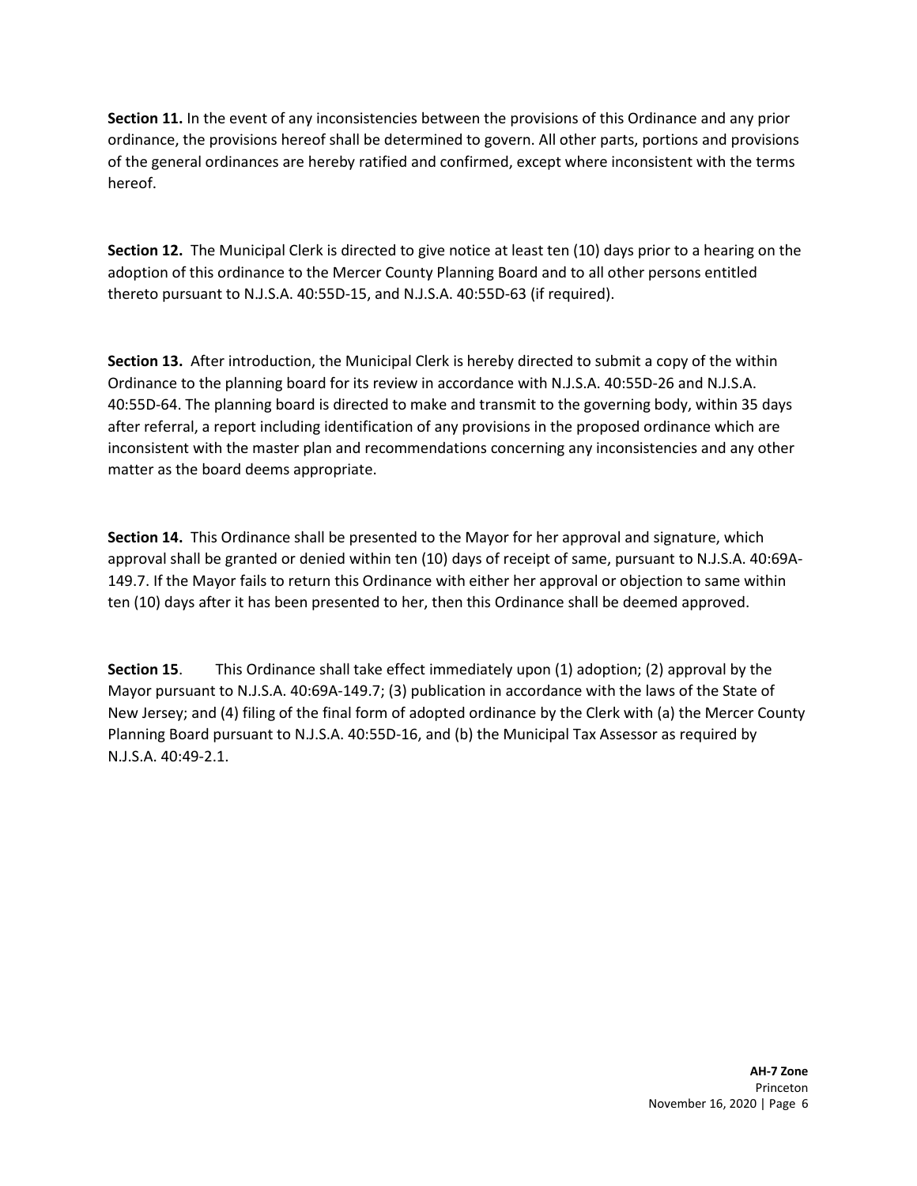**Section 11.** In the event of any inconsistencies between the provisions of this Ordinance and any prior ordinance, the provisions hereof shall be determined to govern. All other parts, portions and provisions of the general ordinances are hereby ratified and confirmed, except where inconsistent with the terms hereof.

**Section 12.** The Municipal Clerk is directed to give notice at least ten (10) days prior to a hearing on the adoption of this ordinance to the Mercer County Planning Board and to all other persons entitled thereto pursuant to N.J.S.A. 40:55D-15, and N.J.S.A. 40:55D-63 (if required).

**Section 13.** After introduction, the Municipal Clerk is hereby directed to submit a copy of the within Ordinance to the planning board for its review in accordance with N.J.S.A. 40:55D-26 and N.J.S.A. 40:55D-64. The planning board is directed to make and transmit to the governing body, within 35 days after referral, a report including identification of any provisions in the proposed ordinance which are inconsistent with the master plan and recommendations concerning any inconsistencies and any other matter as the board deems appropriate.

**Section 14.** This Ordinance shall be presented to the Mayor for her approval and signature, which approval shall be granted or denied within ten (10) days of receipt of same, pursuant to N.J.S.A. 40:69A-149.7. If the Mayor fails to return this Ordinance with either her approval or objection to same within ten (10) days after it has been presented to her, then this Ordinance shall be deemed approved.

**Section 15**. This Ordinance shall take effect immediately upon (1) adoption; (2) approval by the Mayor pursuant to N.J.S.A. 40:69A-149.7; (3) publication in accordance with the laws of the State of New Jersey; and (4) filing of the final form of adopted ordinance by the Clerk with (a) the Mercer County Planning Board pursuant to N.J.S.A. 40:55D-16, and (b) the Municipal Tax Assessor as required by N.J.S.A. 40:49-2.1.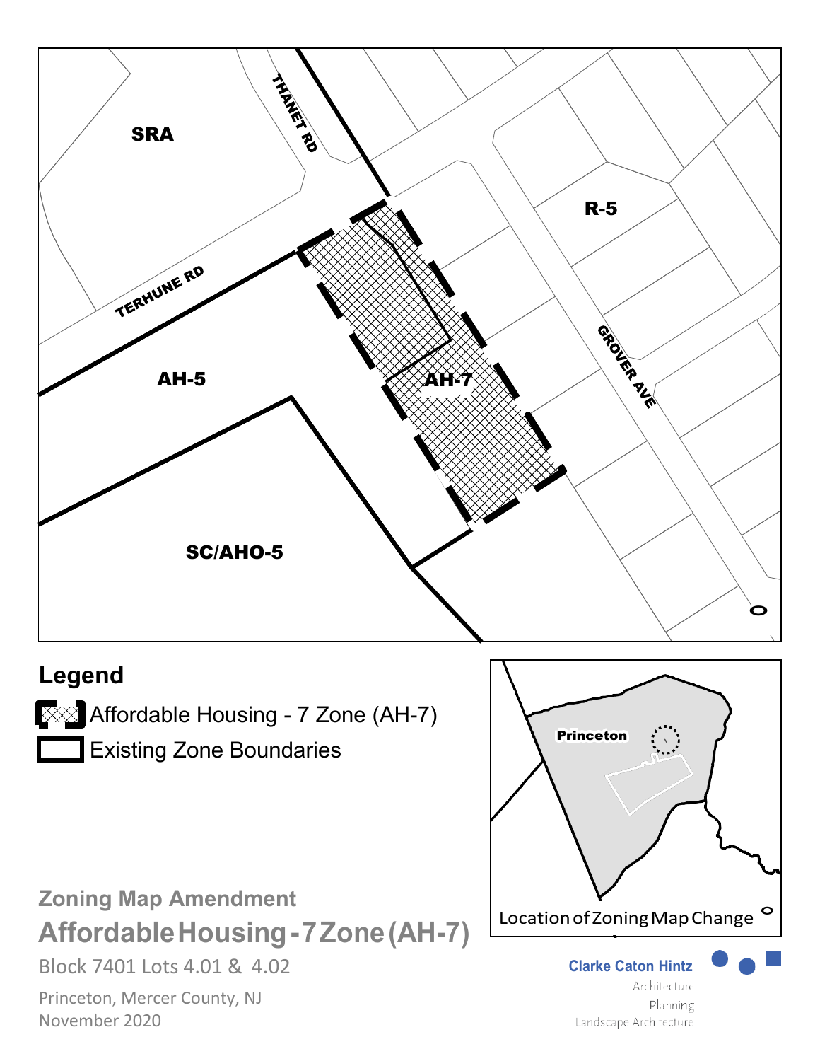SRA

THANET RD

R-5

TERHUNE RD

GROVER AVE

AH-5

AH-7

SC/AHO-5

## Legend

Affordable Housing - 7 Zone (AH-7)

Existing Zone Boundaries

Princeton

Location of Zoning Map Change

### Zoning Map Amendment

## Affordable Housing - 7 Zone (AH-7)

Block 7401 Lots 4.01 & 4.02

Princeton, Mercer County, NJ
November 2020

**Clarke Caton Hintz**
Architecture
Planning
Landscape Architecture